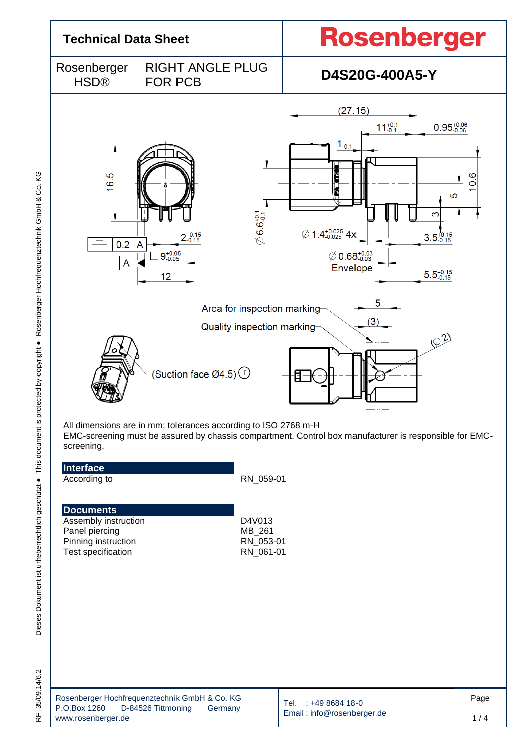# Technical Data Sheet

**Rosenberger**

| Rosenberger HSD® | RIGHT ANGLE PLUG FOR PCB | **D4S20G-400A5-Y** |
|---|---|---|

All dimensions are in mm; tolerances according to ISO 2768 m-H
EMC-screening must be assured by chassis compartment. Control box manufacturer is responsible for EMC-screening.

## Interface

| | |
|---|---|
| According to | RN_059-01 |

## Documents

| | |
|---|---|
| Assembly instruction | D4V013 |
| Panel piercing | MB_261 |
| Pinning instruction | RN_053-01 |
| Test specification | RN_061-01 |

Rosenberger Hochfrequenztechnik GmbH & Co. KG
P.O.Box 1260 D-84526 Tittmoning Germany
www.rosenberger.de

Tel. : +49 8684 18-0
Email : info@rosenberger.de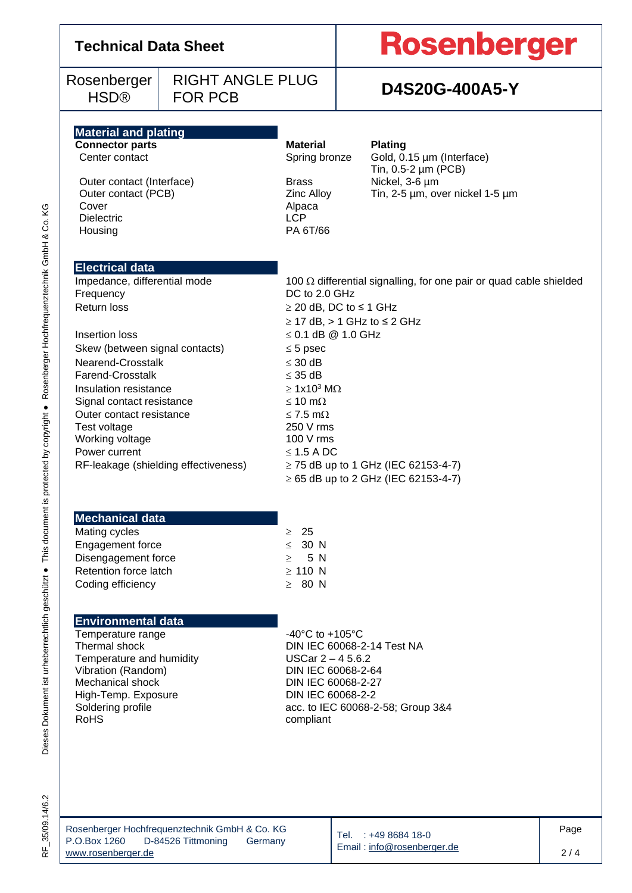# Technical Data Sheet

**Rosenberger**

| Rosenberger HSD® | RIGHT ANGLE PLUG FOR PCB | D4S20G-400A5-Y |
|---|---|---|

## Material and plating

| Connector parts | Material | Plating |
|---|---|---|
| Center contact | Spring bronze | Gold, 0.15 µm (Interface)<br>Tin, 0.5-2 µm (PCB) |
| Outer contact (Interface) | Brass | Nickel, 3-6 µm |
| Outer contact (PCB) | Zinc Alloy | Tin, 2-5 µm, over nickel 1-5 µm |
| Cover | Alpaca | |
| Dielectric | LCP | |
| Housing | PA 6T/66 | |

## Electrical data

| | |
|---|---|
| Impedance, differential mode | 100 Ω differential signalling, for one pair or quad cable shielded |
| Frequency | DC to 2.0 GHz |
| Return loss | ≥ 20 dB, DC to ≤ 1 GHz<br>≥ 17 dB, > 1 GHz to ≤ 2 GHz |
| Insertion loss | ≤ 0.1 dB @ 1.0 GHz |
| Skew (between signal contacts) | ≤ 5 psec |
| Nearend-Crosstalk | ≤ 30 dB |
| Farend-Crosstalk | ≤ 35 dB |
| Insulation resistance | ≥ 1x10$^3$ MΩ |
| Signal contact resistance | ≤ 10 mΩ |
| Outer contact resistance | ≤ 7.5 mΩ |
| Test voltage | 250 V rms |
| Working voltage | 100 V rms |
| Power current | ≤ 1.5 A DC |
| RF-leakage (shielding effectiveness) | ≥ 75 dB up to 1 GHz (IEC 62153-4-7)<br>≥ 65 dB up to 2 GHz (IEC 62153-4-7) |

## Mechanical data

| | |
|---|---|
| Mating cycles | ≥ 25 |
| Engagement force | ≤ 30 N |
| Disengagement force | ≥ 5 N |
| Retention force latch | ≥ 110 N |
| Coding efficiency | ≥ 80 N |

## Environmental data

| | |
|---|---|
| Temperature range | -40°C to +105°C |
| Thermal shock | DIN IEC 60068-2-14 Test NA |
| Temperature and humidity | USCar 2 – 4 5.6.2 |
| Vibration (Random) | DIN IEC 60068-2-64 |
| Mechanical shock | DIN IEC 60068-2-27 |
| High-Temp. Exposure | DIN IEC 60068-2-2 |
| Soldering profile | acc. to IEC 60068-2-58; Group 3&4 |
| RoHS | compliant |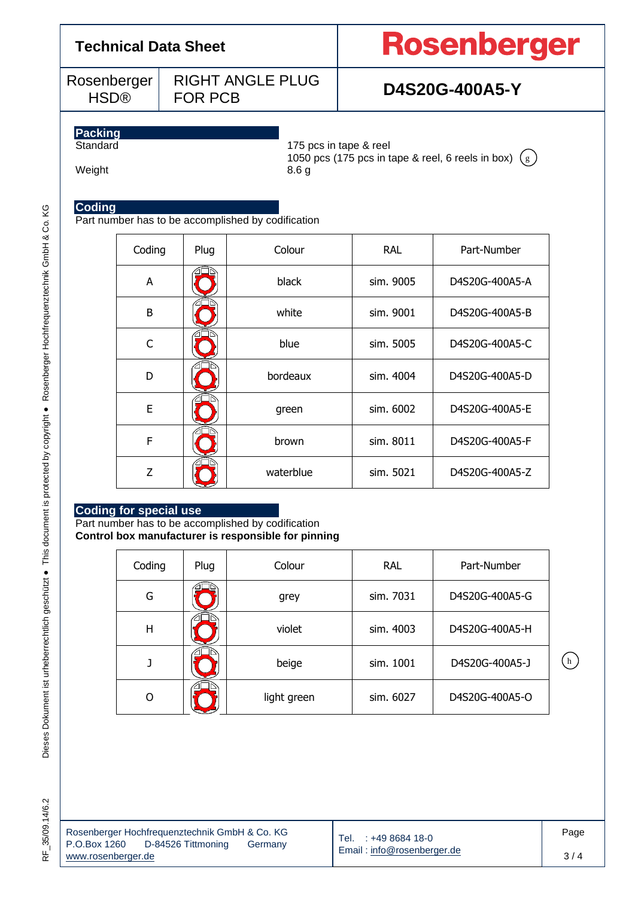# Technical Data Sheet

**Rosenberger**

| Rosenberger HSD® | RIGHT ANGLE PLUG FOR PCB | **D4S20G-400A5-Y** |
|---|---|---|

## Packing

Standard — 175 pcs in tape & reel
1050 pcs (175 pcs in tape & reel, 6 reels in box) (g)

Weight — 8.6 g

## Coding

Part number has to be accomplished by codification

| Coding | Plug | Colour | RAL | Part-Number |
|---|---|---|---|---|
| A | | black | sim. 9005 | D4S20G-400A5-A |
| B | | white | sim. 9001 | D4S20G-400A5-B |
| C | | blue | sim. 5005 | D4S20G-400A5-C |
| D | | bordeaux | sim. 4004 | D4S20G-400A5-D |
| E | | green | sim. 6002 | D4S20G-400A5-E |
| F | | brown | sim. 8011 | D4S20G-400A5-F |
| Z | | waterblue | sim. 5021 | D4S20G-400A5-Z |

## Coding for special use

Part number has to be accomplished by codification
**Control box manufacturer is responsible for pinning**

| Coding | Plug | Colour | RAL | Part-Number |
|---|---|---|---|---|
| G | | grey | sim. 7031 | D4S20G-400A5-G |
| H | | violet | sim. 4003 | D4S20G-400A5-H |
| J | | beige | sim. 1001 | D4S20G-400A5-J |
| O | | light green | sim. 6027 | D4S20G-400A5-O |

(h)

Rosenberger Hochfrequenztechnik GmbH & Co. KG
P.O.Box 1260 D-84526 Tittmoning Germany
www.rosenberger.de

Tel. : +49 8684 18-0
Email : info@rosenberger.de

RF_35/09.14/6.2

Dieses Dokument ist urheberrechtlich geschützt ● This document is protected by copyright ● Rosenberger Hochfrequenztechnik GmbH & Co. KG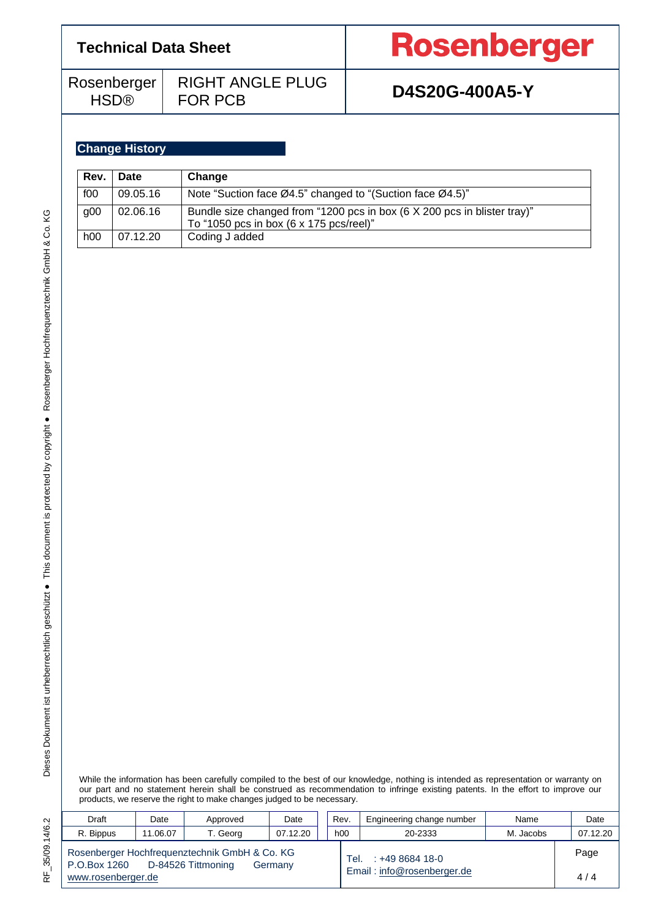## Change History

| Rev. | Date | Change |
|---|---|---|
| f00 | 09.05.16 | Note "Suction face Ø4.5" changed to "(Suction face Ø4.5)" |
| g00 | 02.06.16 | Bundle size changed from "1200 pcs in box (6 X 200 pcs in blister tray)" To "1050 pcs in box (6 x 175 pcs/reel)" |
| h00 | 07.12.20 | Coding J added |

While the information has been carefully compiled to the best of our knowledge, nothing is intended as representation or warranty on our part and no statement herein shall be construed as recommendation to infringe existing patents. In the effort to improve our products, we reserve the right to make changes judged to be necessary.

| Draft | Date | Approved | Date | Rev. | Engineering change number | Name | Date |
|---|---|---|---|---|---|---|---|
| R. Bippus | 11.06.07 | T. Georg | 07.12.20 | h00 | 20-2333 | M. Jacobs | 07.12.20 |

Rosenberger Hochfrequenztechnik GmbH & Co. KG
P.O.Box 1260 D-84526 Tittmoning Germany
www.rosenberger.de

Tel. : +49 8684 18-0
Email : info@rosenberger.de